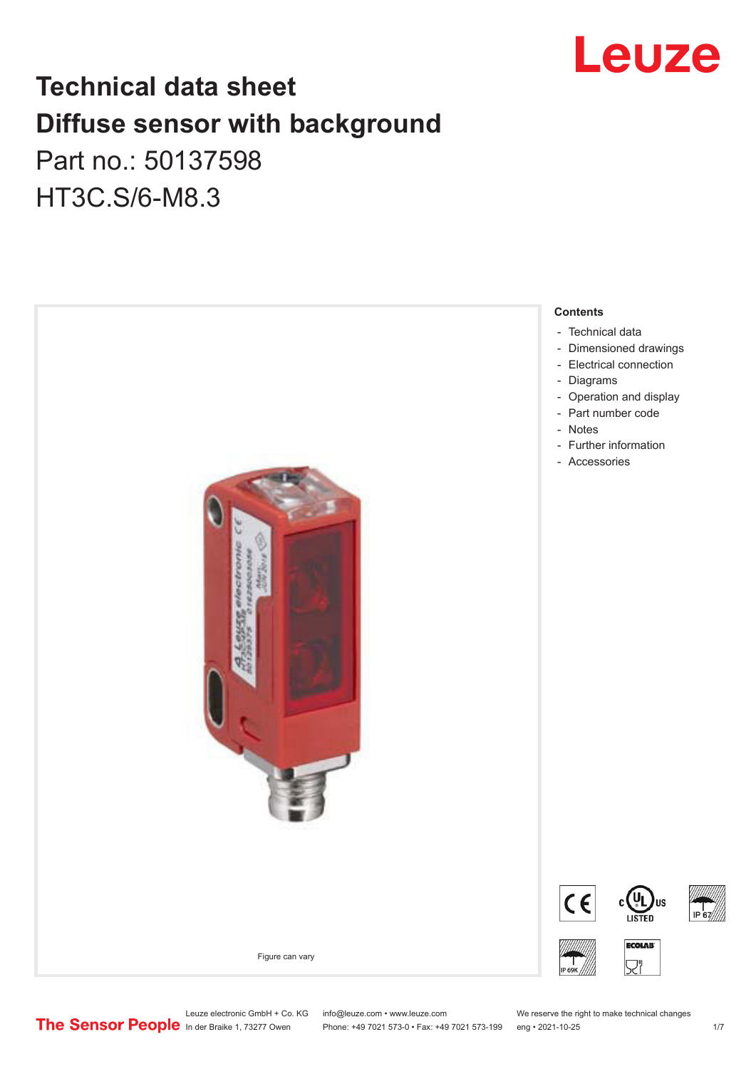# Technical data sheet

# Diffuse sensor with background

Part no.: 50137598

HT3C.S/6-M8.3

Figure can vary

**Contents**

- Technical data
- Dimensioned drawings
- Electrical connection
- Diagrams
- Operation and display
- Part number code
- Notes
- Further information
- Accessories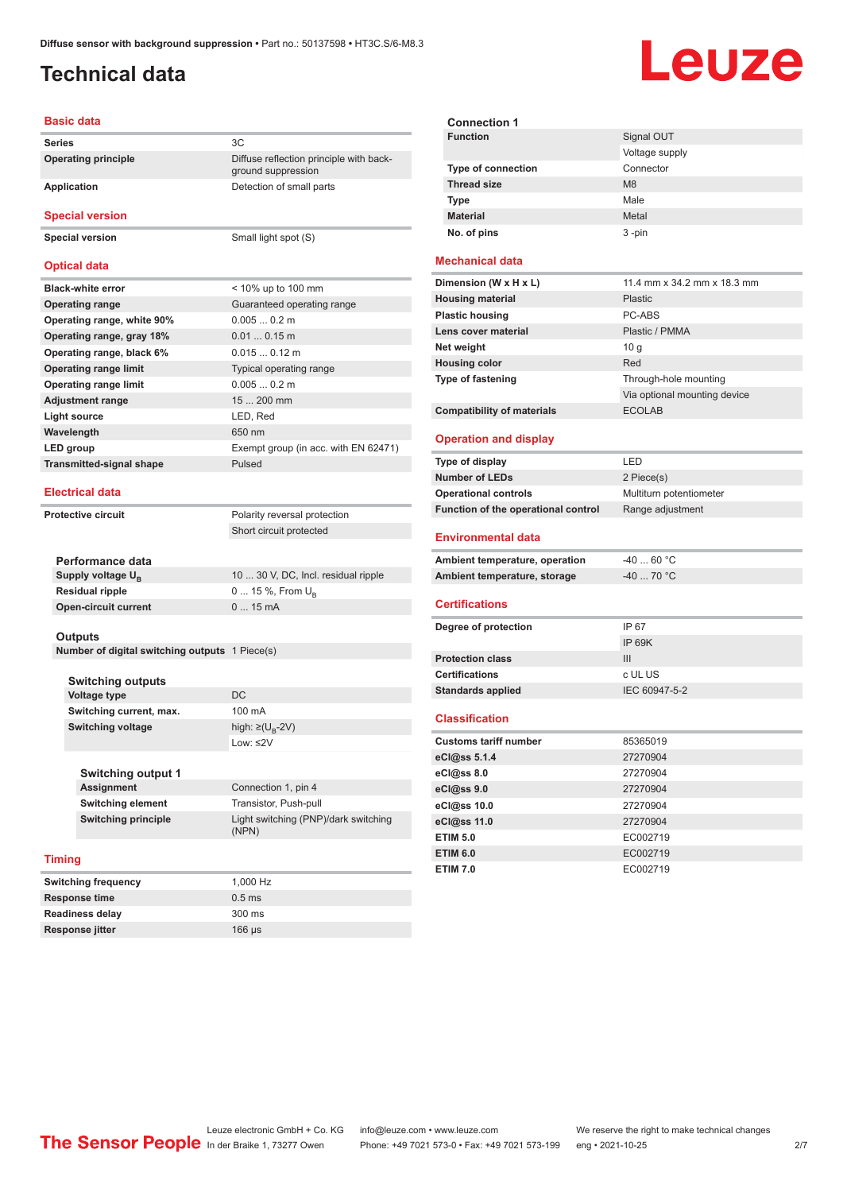# Technical data

## Basic data

| | |
|---|---|
| **Series** | 3C |
| **Operating principle** | Diffuse reflection principle with background suppression |
| **Application** | Detection of small parts |

## Special version

| | |
|---|---|
| **Special version** | Small light spot (S) |

## Optical data

| | |
|---|---|
| **Black-white error** | < 10% up to 100 mm |
| **Operating range** | Guaranteed operating range |
| **Operating range, white 90%** | 0.005 ... 0.2 m |
| **Operating range, gray 18%** | 0.01 ... 0.15 m |
| **Operating range, black 6%** | 0.015 ... 0.12 m |
| **Operating range limit** | Typical operating range |
| **Operating range limit** | 0.005 ... 0.2 m |
| **Adjustment range** | 15 ... 200 mm |
| **Light source** | LED, Red |
| **Wavelength** | 650 nm |
| **LED group** | Exempt group (in acc. with EN 62471) |
| **Transmitted-signal shape** | Pulsed |

## Electrical data

| | |
|---|---|
| **Protective circuit** | Polarity reversal protection |
| | Short circuit protected |

### Performance data

| | |
|---|---|
| **Supply voltage $U_B$** | 10 ... 30 V, DC, Incl. residual ripple |
| **Residual ripple** | 0 ... 15 %, From $U_B$ |
| **Open-circuit current** | 0 ... 15 mA |

### Outputs

| | |
|---|---|
| **Number of digital switching outputs** | 1 Piece(s) |

### Switching outputs

| | |
|---|---|
| **Voltage type** | DC |
| **Switching current, max.** | 100 mA |
| **Switching voltage** | high: ≥($U_B$-2V) |
| | Low: ≤2V |

### Switching output 1

| | |
|---|---|
| **Assignment** | Connection 1, pin 4 |
| **Switching element** | Transistor, Push-pull |
| **Switching principle** | Light switching (PNP)/dark switching (NPN) |

## Timing

| | |
|---|---|
| **Switching frequency** | 1,000 Hz |
| **Response time** | 0.5 ms |
| **Readiness delay** | 300 ms |
| **Response jitter** | 166 µs |

### Connection 1

| | |
|---|---|
| **Function** | Signal OUT |
| | Voltage supply |
| **Type of connection** | Connector |
| **Thread size** | M8 |
| **Type** | Male |
| **Material** | Metal |
| **No. of pins** | 3 -pin |

## Mechanical data

| | |
|---|---|
| **Dimension (W x H x L)** | 11.4 mm x 34.2 mm x 18.3 mm |
| **Housing material** | Plastic |
| **Plastic housing** | PC-ABS |
| **Lens cover material** | Plastic / PMMA |
| **Net weight** | 10 g |
| **Housing color** | Red |
| **Type of fastening** | Through-hole mounting |
| | Via optional mounting device |
| **Compatibility of materials** | ECOLAB |

## Operation and display

| | |
|---|---|
| **Type of display** | LED |
| **Number of LEDs** | 2 Piece(s) |
| **Operational controls** | Multiturn potentiometer |
| **Function of the operational control** | Range adjustment |

## Environmental data

| | |
|---|---|
| **Ambient temperature, operation** | -40 ... 60 °C |
| **Ambient temperature, storage** | -40 ... 70 °C |

## Certifications

| | |
|---|---|
| **Degree of protection** | IP 67 |
| | IP 69K |
| **Protection class** | III |
| **Certifications** | c UL US |
| **Standards applied** | IEC 60947-5-2 |

## Classification

| | |
|---|---|
| **Customs tariff number** | 85365019 |
| **eCl@ss 5.1.4** | 27270904 |
| **eCl@ss 8.0** | 27270904 |
| **eCl@ss 9.0** | 27270904 |
| **eCl@ss 10.0** | 27270904 |
| **eCl@ss 11.0** | 27270904 |
| **ETIM 5.0** | EC002719 |
| **ETIM 6.0** | EC002719 |
| **ETIM 7.0** | EC002719 |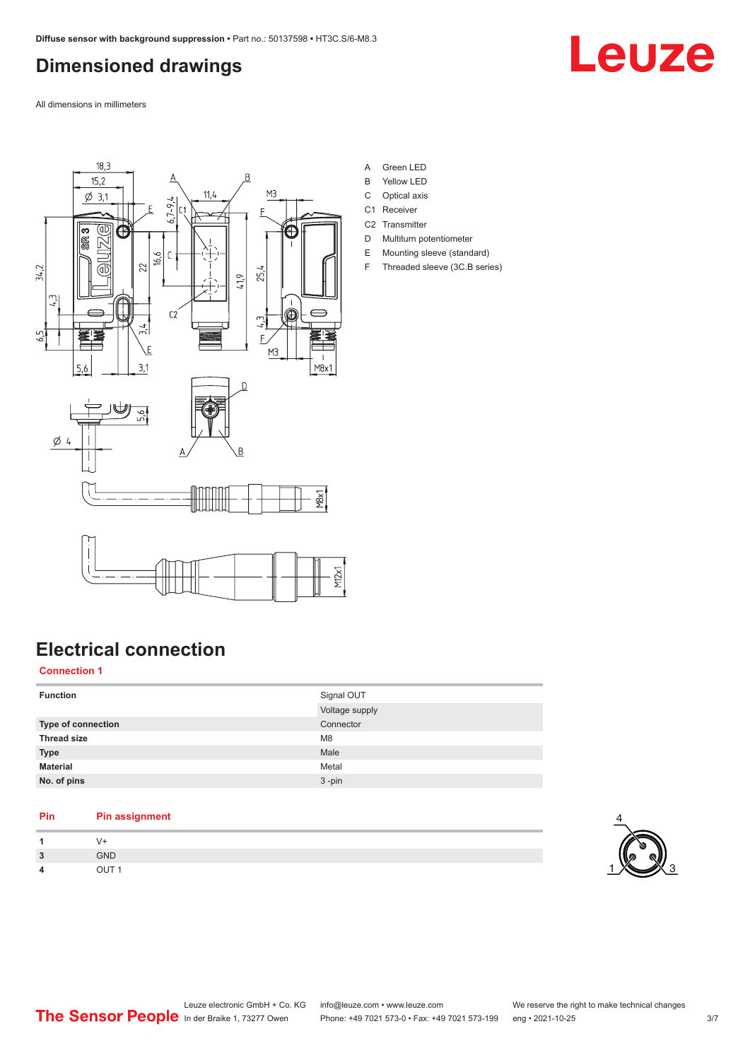# Dimensioned drawings

All dimensions in millimeters

A Green LED
B Yellow LED
C Optical axis
C1 Receiver
C2 Transmitter
D Multiturn potentiometer
E Mounting sleeve (standard)
F Threaded sleeve (3C.B series)

# Electrical connection

## Connection 1

| | |
|---|---|
| **Function** | Signal OUT |
| | Voltage supply |
| **Type of connection** | Connector |
| **Thread size** | M8 |
| **Type** | Male |
| **Material** | Metal |
| **No. of pins** | 3 -pin |

| Pin | Pin assignment |
|---|---|
| 1 | V+ |
| 3 | GND |
| 4 | OUT 1 |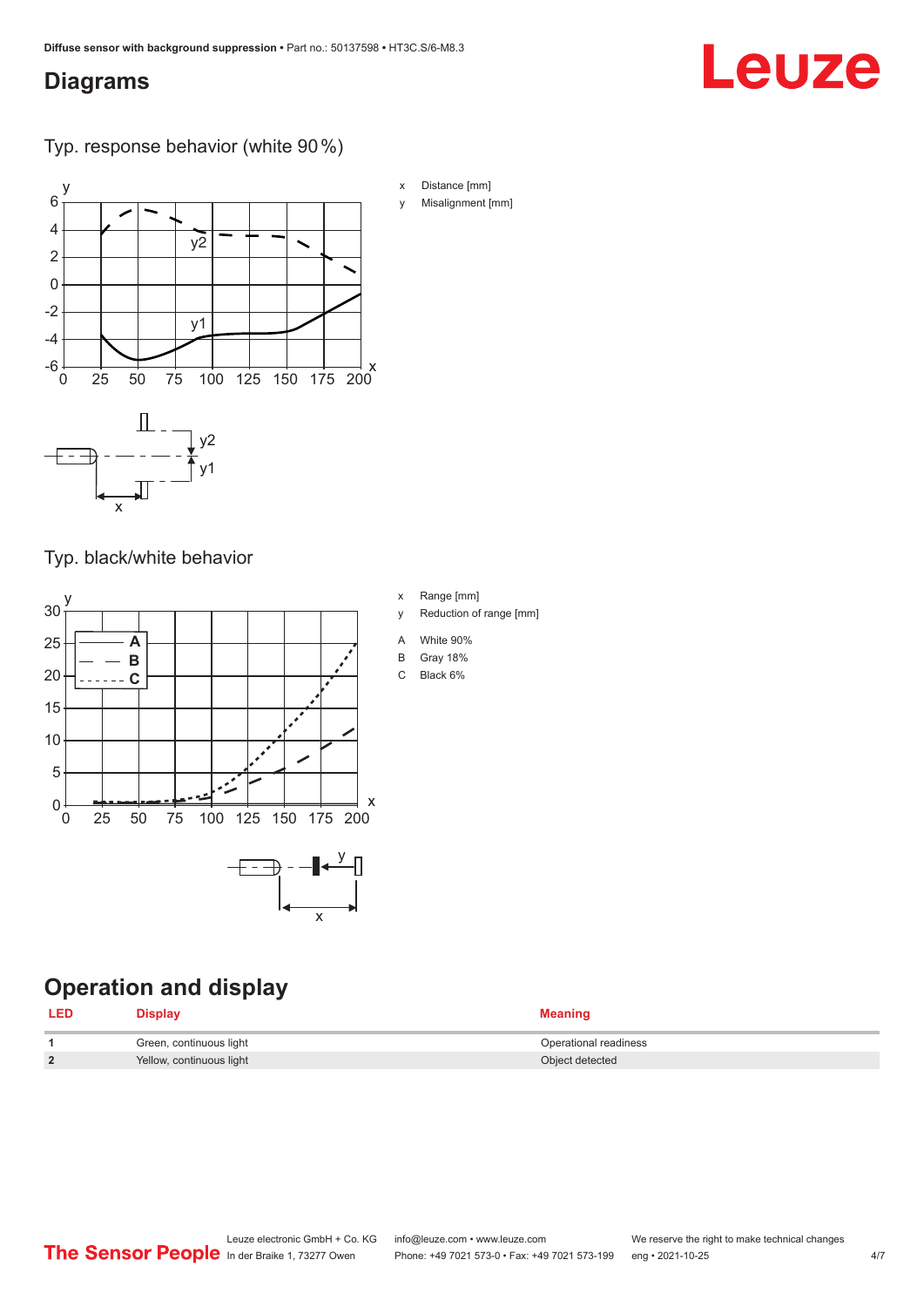## Diagrams

### Typ. response behavior (white 90 %)

x Distance [mm]

y Misalignment [mm]

### Typ. black/white behavior

x Range [mm]

y Reduction of range [mm]

A White 90%

B Gray 18%

C Black 6%

## Operation and display

| LED | Display | Meaning |
|---|---|---|
| 1 | Green, continuous light | Operational readiness |
| 2 | Yellow, continuous light | Object detected |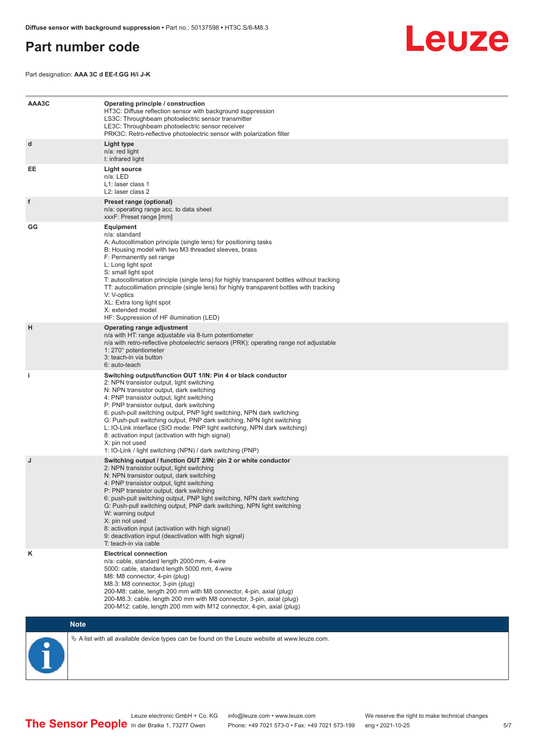# Part number code

Part designation: **AAA 3C d EE-f.GG H/i J-K**

| | |
|---|---|
| **AAA3C** | **Operating principle / construction**<br>HT3C: Diffuse reflection sensor with background suppression<br>LS3C: Throughbeam photoelectric sensor transmitter<br>LE3C: Throughbeam photoelectric sensor receiver<br>PRK3C: Retro-reflective photoelectric sensor with polarization filter |
| **d** | **Light type**<br>n/a: red light<br>I: infrared light |
| **EE** | **Light source**<br>n/a: LED<br>L1: laser class 1<br>L2: laser class 2 |
| **f** | **Preset range (optional)**<br>n/a: operating range acc. to data sheet<br>xxxF: Preset range [mm] |
| **GG** | **Equipment**<br>n/a: standard<br>A: Autocollimation principle (single lens) for positioning tasks<br>B: Housing model with two M3 threaded sleeves, brass<br>F: Permanently set range<br>L: Long light spot<br>S: small light spot<br>T: autocollimation principle (single lens) for highly transparent bottles without tracking<br>TT: autocollimation principle (single lens) for highly transparent bottles with tracking<br>V: V-optics<br>XL: Extra long light spot<br>X: extended model<br>HF: Suppression of HF illumination (LED) |
| **H** | **Operating range adjustment**<br>n/a with HT: range adjustable via 8-turn potentiometer<br>n/a with retro-reflective photoelectric sensors (PRK): operating range not adjustable<br>1: 270° potentiometer<br>3: teach-in via button<br>6: auto-teach |
| **i** | **Switching output/function OUT 1/IN: Pin 4 or black conductor**<br>2: NPN transistor output, light switching<br>N: NPN transistor output, dark switching<br>4: PNP transistor output, light switching<br>P: PNP transistor output, dark switching<br>6: push-pull switching output, PNP light switching, NPN dark switching<br>G: Push-pull switching output, PNP dark switching, NPN light switching<br>L: IO-Link interface (SIO mode: PNP light switching, NPN dark switching)<br>8: activation input (activation with high signal)<br>X: pin not used<br>1: IO-Link / light switching (NPN) / dark switching (PNP) |
| **J** | **Switching output / function OUT 2/IN: pin 2 or white conductor**<br>2: NPN transistor output, light switching<br>N: NPN transistor output, dark switching<br>4: PNP transistor output, light switching<br>P: PNP transistor output, dark switching<br>6: push-pull switching output, PNP light switching, NPN dark switching<br>G: Push-pull switching output, PNP dark switching, NPN light switching<br>W: warning output<br>X: pin not used<br>8: activation input (activation with high signal)<br>9: deactivation input (deactivation with high signal)<br>T: teach-in via cable |
| **K** | **Electrical connection**<br>n/a: cable, standard length 2000 mm, 4-wire<br>5000: cable, standard length 5000 mm, 4-wire<br>M8: M8 connector, 4-pin (plug)<br>M8.3: M8 connector, 3-pin (plug)<br>200-M8: cable, length 200 mm with M8 connector, 4-pin, axial (plug)<br>200-M8.3: cable, length 200 mm with M8 connector, 3-pin, axial (plug)<br>200-M12: cable, length 200 mm with M12 connector, 4-pin, axial (plug) |

**Note**

✎ A list with all available device types can be found on the Leuze website at www.leuze.com.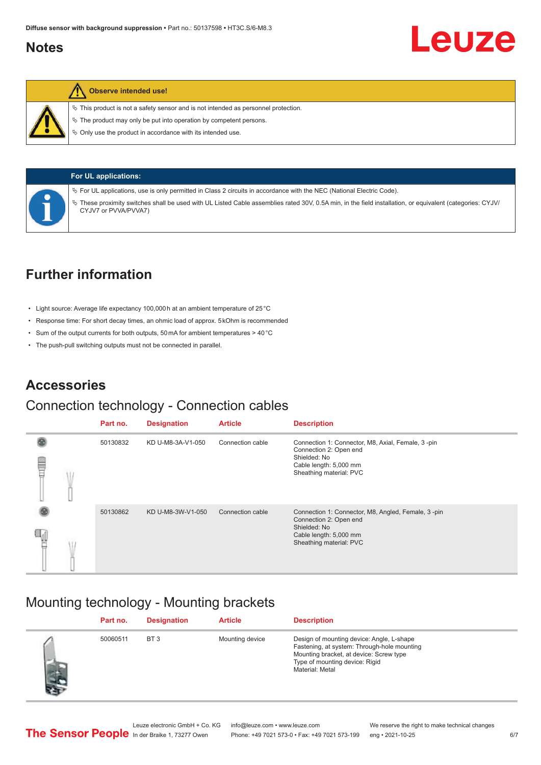# Notes

**Observe intended use!**

- This product is not a safety sensor and is not intended as personnel protection.
- The product may only be put into operation by competent persons.
- Only use the product in accordance with its intended use.

**For UL applications:**

- For UL applications, use is only permitted in Class 2 circuits in accordance with the NEC (National Electric Code).
- These proximity switches shall be used with UL Listed Cable assemblies rated 30V, 0.5A min, in the field installation, or equivalent (categories: CYJV/CYJV7 or PVVA/PVVA7)

# Further information

- Light source: Average life expectancy 100,000 h at an ambient temperature of 25 °C
- Response time: For short decay times, an ohmic load of approx. 5 kOhm is recommended
- Sum of the output currents for both outputs, 50 mA for ambient temperatures > 40 °C
- The push-pull switching outputs must not be connected in parallel.

# Accessories

## Connection technology - Connection cables

| Part no. | Designation | Article | Description |
|---|---|---|---|
| 50130832 | KD U-M8-3A-V1-050 | Connection cable | Connection 1: Connector, M8, Axial, Female, 3 -pin<br>Connection 2: Open end<br>Shielded: No<br>Cable length: 5,000 mm<br>Sheathing material: PVC |
| 50130862 | KD U-M8-3W-V1-050 | Connection cable | Connection 1: Connector, M8, Angled, Female, 3 -pin<br>Connection 2: Open end<br>Shielded: No<br>Cable length: 5,000 mm<br>Sheathing material: PVC |

## Mounting technology - Mounting brackets

| Part no. | Designation | Article | Description |
|---|---|---|---|
| 50060511 | BT 3 | Mounting device | Design of mounting device: Angle, L-shape<br>Fastening, at system: Through-hole mounting<br>Mounting bracket, at device: Screw type<br>Type of mounting device: Rigid<br>Material: Metal |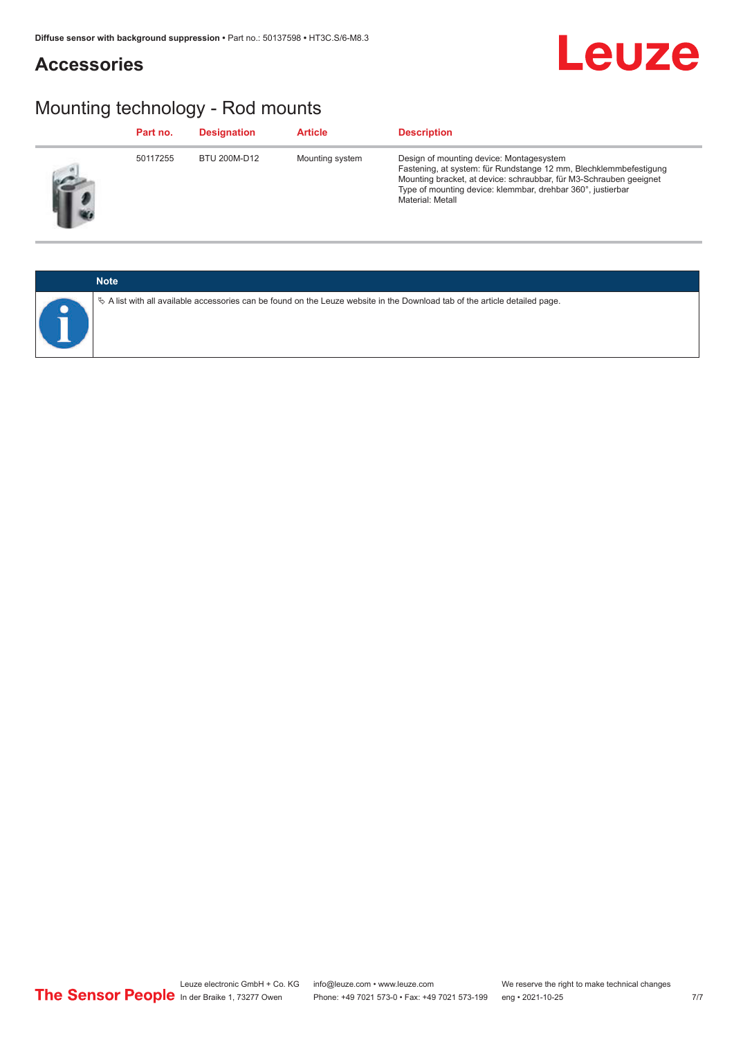## Accessories

# Mounting technology - Rod mounts

| | Part no. | Designation | Article | Description |
|---|---|---|---|---|
| | 50117255 | BTU 200M-D12 | Mounting system | Design of mounting device: Montagesystem<br>Fastening, at system: für Rundstange 12 mm, Blechklemmbefestigung<br>Mounting bracket, at device: schraubbar, für M3-Schrauben geeignet<br>Type of mounting device: klemmbar, drehbar 360°, justierbar<br>Material: Metall |

**Note**

🔖 A list with all available accessories can be found on the Leuze website in the Download tab of the article detailed page.